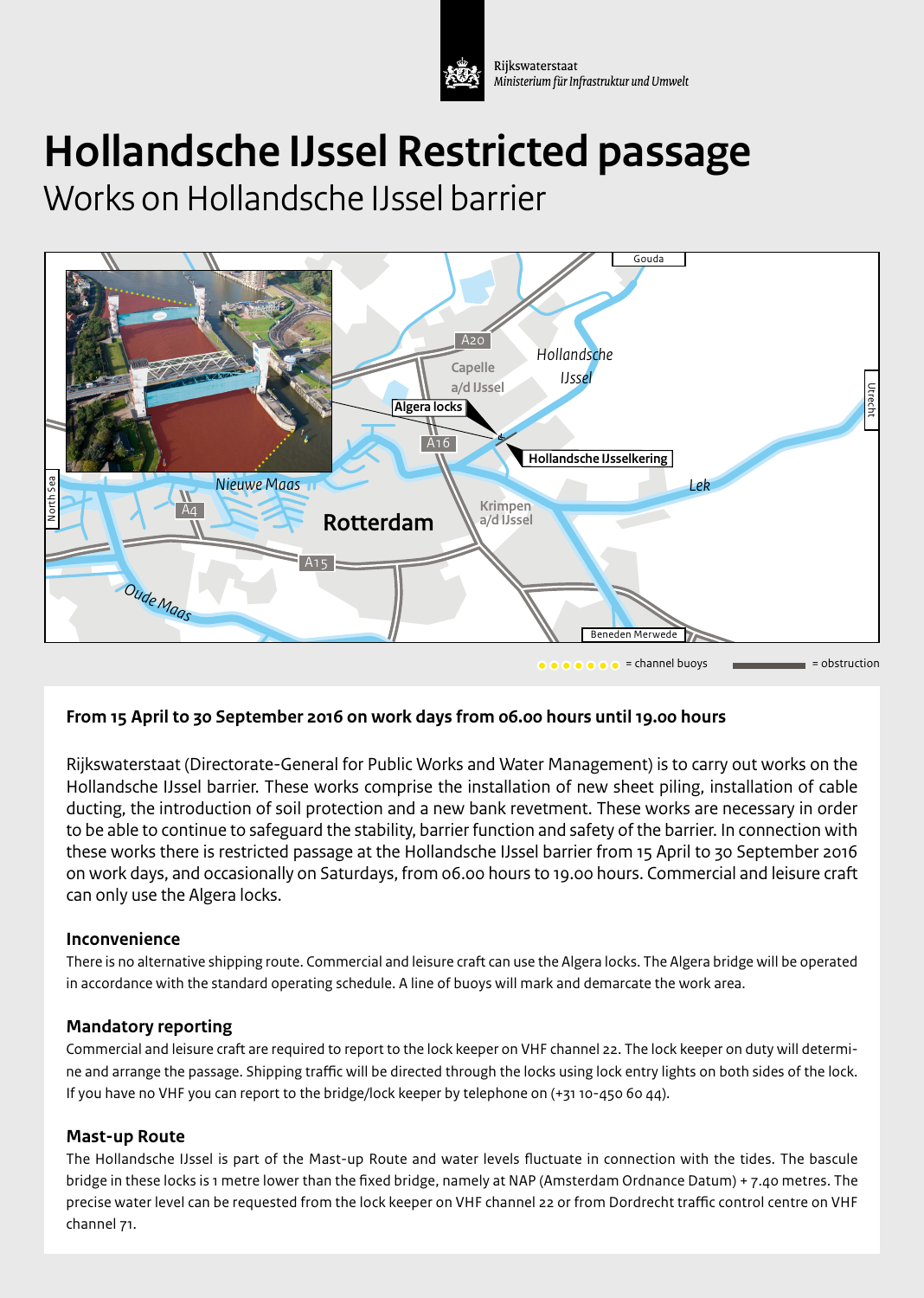Rijkswaterstaat
*Ministerium für Infrastruktur und Umwelt*

# Hollandsche IJssel Restricted passage

## Works on Hollandsche IJssel barrier

Gouda
A20
Capelle a/d IJssel
Hollandsche IJssel
Algera locks
Utrecht
A16
Hollandsche IJsselkering
Lek
North Sea
Nieuwe Maas
A4
Rotterdam
Krimpen a/d IJssel
A15
Oude Maas
Beneden Merwede

= channel buoys
= obstruction

**From 15 April to 30 September 2016 on work days from 06.00 hours until 19.00 hours**

Rijkswaterstaat (Directorate-General for Public Works and Water Management) is to carry out works on the Hollandsche IJssel barrier. These works comprise the installation of new sheet piling, installation of cable ducting, the introduction of soil protection and a new bank revetment. These works are necessary in order to be able to continue to safeguard the stability, barrier function and safety of the barrier. In connection with these works there is restricted passage at the Hollandsche IJssel barrier from 15 April to 30 September 2016 on work days, and occasionally on Saturdays, from 06.00 hours to 19.00 hours. Commercial and leisure craft can only use the Algera locks.

### Inconvenience

There is no alternative shipping route. Commercial and leisure craft can use the Algera locks. The Algera bridge will be operated in accordance with the standard operating schedule. A line of buoys will mark and demarcate the work area.

### Mandatory reporting

Commercial and leisure craft are required to report to the lock keeper on VHF channel 22. The lock keeper on duty will determine and arrange the passage. Shipping traffic will be directed through the locks using lock entry lights on both sides of the lock. If you have no VHF you can report to the bridge/lock keeper by telephone on (+31 10-450 60 44).

### Mast-up Route

The Hollandsche IJssel is part of the Mast-up Route and water levels fluctuate in connection with the tides. The bascule bridge in these locks is 1 metre lower than the fixed bridge, namely at NAP (Amsterdam Ordnance Datum) + 7.40 metres. The precise water level can be requested from the lock keeper on VHF channel 22 or from Dordrecht traffic control centre on VHF channel 71.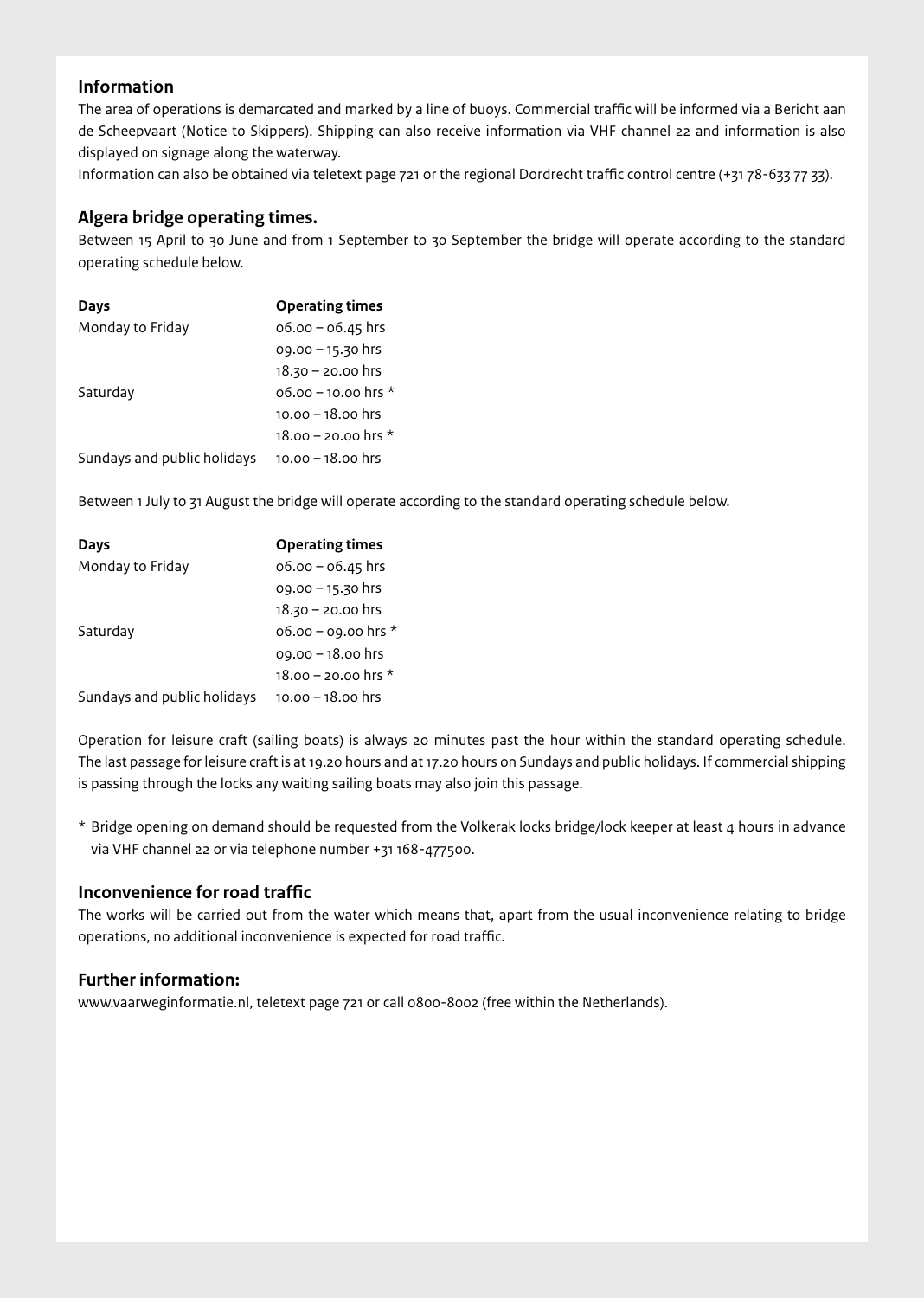## Information

The area of operations is demarcated and marked by a line of buoys. Commercial traffic will be informed via a Bericht aan de Scheepvaart (Notice to Skippers). Shipping can also receive information via VHF channel 22 and information is also displayed on signage along the waterway.

Information can also be obtained via teletext page 721 or the regional Dordrecht traffic control centre (+31 78-633 77 33).

## Algera bridge operating times.

Between 15 April to 30 June and from 1 September to 30 September the bridge will operate according to the standard operating schedule below.

| Days | Operating times |
|---|---|
| Monday to Friday | 06.00 – 06.45 hrs |
| | 09.00 – 15.30 hrs |
| | 18.30 – 20.00 hrs |
| Saturday | 06.00 – 10.00 hrs * |
| | 10.00 – 18.00 hrs |
| | 18.00 – 20.00 hrs * |
| Sundays and public holidays | 10.00 – 18.00 hrs |

Between 1 July to 31 August the bridge will operate according to the standard operating schedule below.

| Days | Operating times |
|---|---|
| Monday to Friday | 06.00 – 06.45 hrs |
| | 09.00 – 15.30 hrs |
| | 18.30 – 20.00 hrs |
| Saturday | 06.00 – 09.00 hrs * |
| | 09.00 – 18.00 hrs |
| | 18.00 – 20.00 hrs * |
| Sundays and public holidays | 10.00 – 18.00 hrs |

Operation for leisure craft (sailing boats) is always 20 minutes past the hour within the standard operating schedule. The last passage for leisure craft is at 19.20 hours and at 17.20 hours on Sundays and public holidays. If commercial shipping is passing through the locks any waiting sailing boats may also join this passage.

\* Bridge opening on demand should be requested from the Volkerak locks bridge/lock keeper at least 4 hours in advance via VHF channel 22 or via telephone number +31 168-477500.

## Inconvenience for road traffic

The works will be carried out from the water which means that, apart from the usual inconvenience relating to bridge operations, no additional inconvenience is expected for road traffic.

## Further information:

www.vaarweginformatie.nl, teletext page 721 or call 0800-8002 (free within the Netherlands).